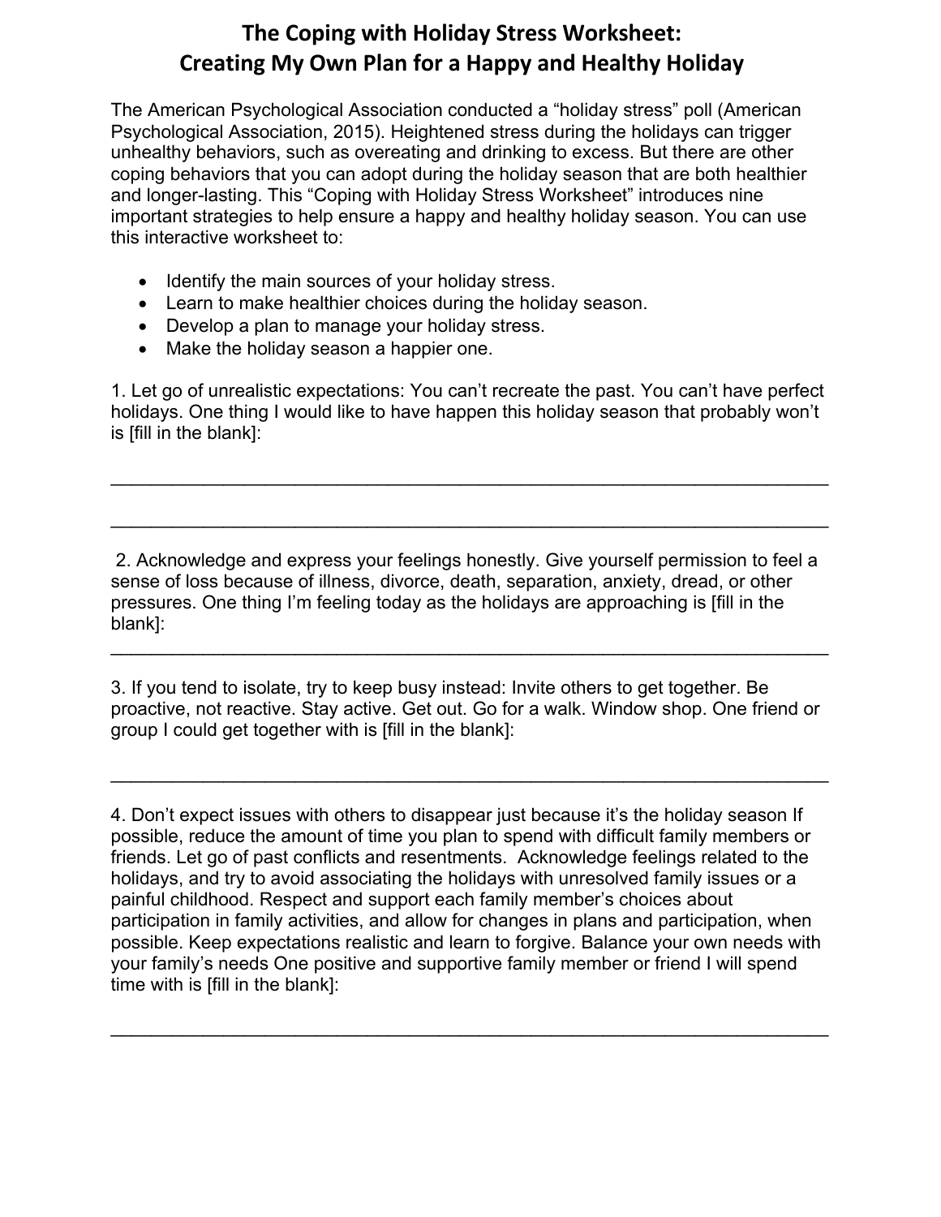# The Coping with Holiday Stress Worksheet: Creating My Own Plan for a Happy and Healthy Holiday

The American Psychological Association conducted a "holiday stress" poll (American Psychological Association, 2015). Heightened stress during the holidays can trigger unhealthy behaviors, such as overeating and drinking to excess. But there are other coping behaviors that you can adopt during the holiday season that are both healthier and longer-lasting. This "Coping with Holiday Stress Worksheet" introduces nine important strategies to help ensure a happy and healthy holiday season. You can use this interactive worksheet to:

- Identify the main sources of your holiday stress.
- Learn to make healthier choices during the holiday season.
- Develop a plan to manage your holiday stress.
- Make the holiday season a happier one.

1. Let go of unrealistic expectations: You can't recreate the past. You can't have perfect holidays. One thing I would like to have happen this holiday season that probably won't is [fill in the blank]:

______________________________________________________________________

______________________________________________________________________

2. Acknowledge and express your feelings honestly. Give yourself permission to feel a sense of loss because of illness, divorce, death, separation, anxiety, dread, or other pressures. One thing I'm feeling today as the holidays are approaching is [fill in the blank]:

______________________________________________________________________

3. If you tend to isolate, try to keep busy instead: Invite others to get together. Be proactive, not reactive. Stay active. Get out. Go for a walk. Window shop. One friend or group I could get together with is [fill in the blank]:

______________________________________________________________________

4. Don't expect issues with others to disappear just because it's the holiday season If possible, reduce the amount of time you plan to spend with difficult family members or friends. Let go of past conflicts and resentments. Acknowledge feelings related to the holidays, and try to avoid associating the holidays with unresolved family issues or a painful childhood. Respect and support each family member's choices about participation in family activities, and allow for changes in plans and participation, when possible. Keep expectations realistic and learn to forgive. Balance your own needs with your family's needs One positive and supportive family member or friend I will spend time with is [fill in the blank]:

______________________________________________________________________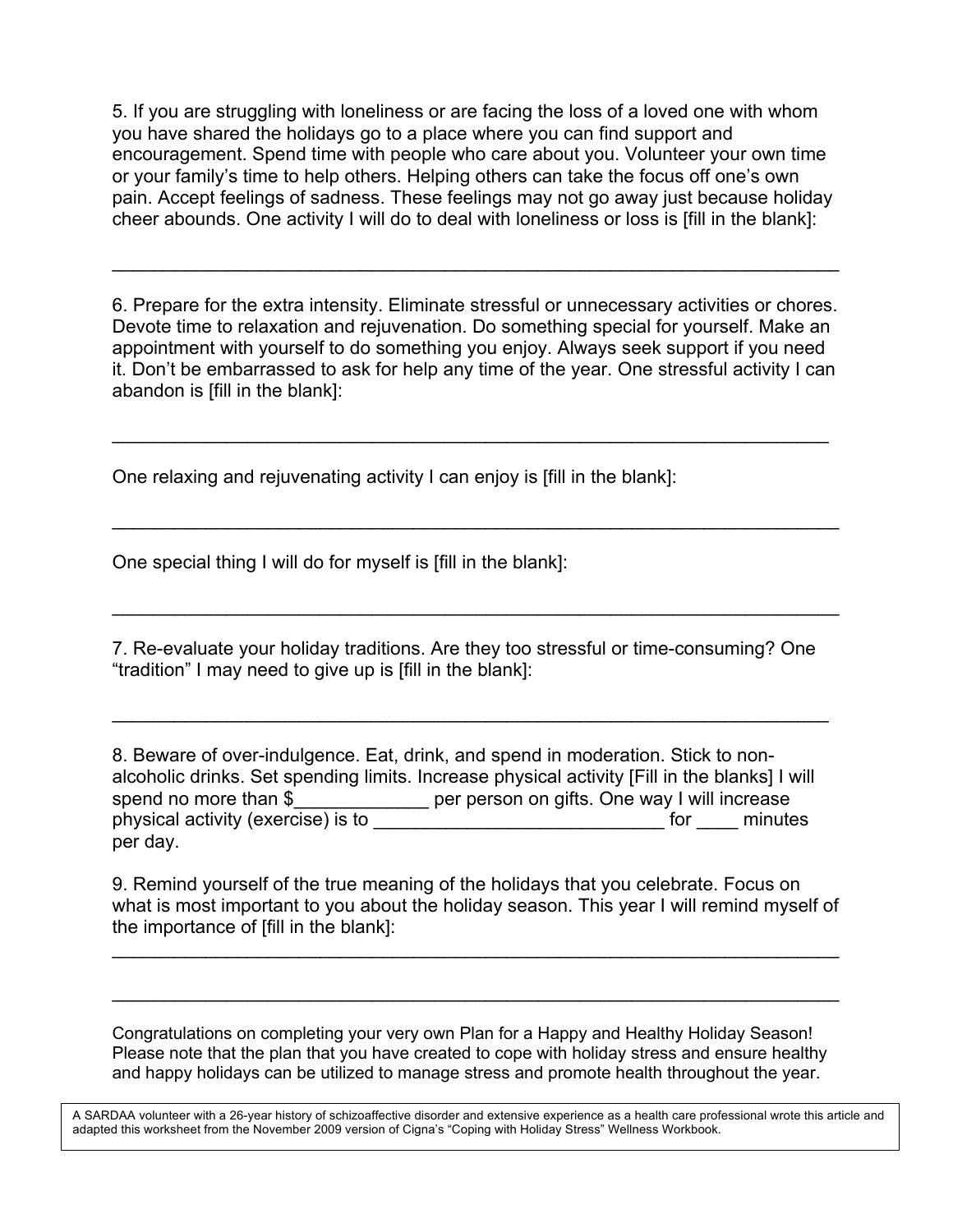5. If you are struggling with loneliness or are facing the loss of a loved one with whom you have shared the holidays go to a place where you can find support and encouragement. Spend time with people who care about you. Volunteer your own time or your family's time to help others. Helping others can take the focus off one's own pain. Accept feelings of sadness. These feelings may not go away just because holiday cheer abounds. One activity I will do to deal with loneliness or loss is [fill in the blank]:

______________________________________________________________________

6. Prepare for the extra intensity. Eliminate stressful or unnecessary activities or chores. Devote time to relaxation and rejuvenation. Do something special for yourself. Make an appointment with yourself to do something you enjoy. Always seek support if you need it. Don't be embarrassed to ask for help any time of the year. One stressful activity I can abandon is [fill in the blank]:

______________________________________________________________________

One relaxing and rejuvenating activity I can enjoy is [fill in the blank]:

______________________________________________________________________

One special thing I will do for myself is [fill in the blank]:

______________________________________________________________________

7. Re-evaluate your holiday traditions. Are they too stressful or time-consuming? One "tradition" I may need to give up is [fill in the blank]:

______________________________________________________________________

8. Beware of over-indulgence. Eat, drink, and spend in moderation. Stick to non-alcoholic drinks. Set spending limits. Increase physical activity [Fill in the blanks] I will spend no more than $_____________ per person on gifts. One way I will increase physical activity (exercise) is to ____________________________ for ____ minutes per day.

9. Remind yourself of the true meaning of the holidays that you celebrate. Focus on what is most important to you about the holiday season. This year I will remind myself of the importance of [fill in the blank]:

______________________________________________________________________

______________________________________________________________________

Congratulations on completing your very own Plan for a Happy and Healthy Holiday Season! Please note that the plan that you have created to cope with holiday stress and ensure healthy and happy holidays can be utilized to manage stress and promote health throughout the year.

A SARDAA volunteer with a 26-year history of schizoaffective disorder and extensive experience as a health care professional wrote this article and adapted this worksheet from the November 2009 version of Cigna's "Coping with Holiday Stress" Wellness Workbook.